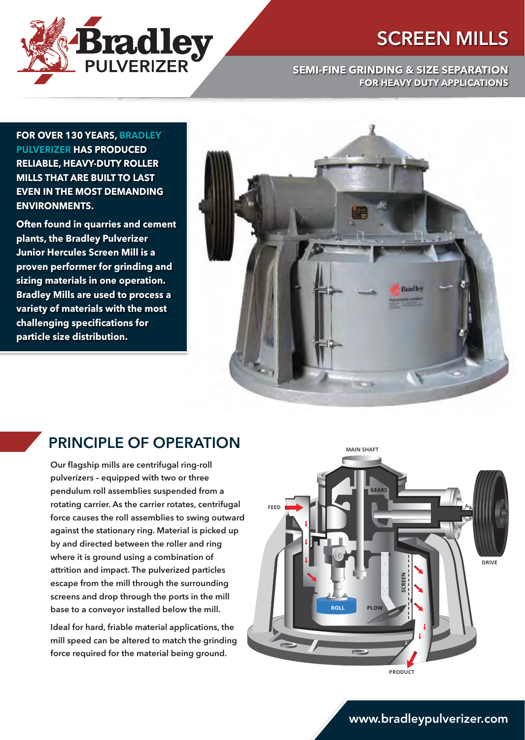# SCREEN MILLS

**SEMI-FINE GRINDING & SIZE SEPARATION FOR HEAVY DUTY APPLICATIONS**

**FOR OVER 130 YEARS, BRADLEY PULVERIZER HAS PRODUCED RELIABLE, HEAVY-DUTY ROLLER MILLS THAT ARE BUILT TO LAST EVEN IN THE MOST DEMANDING ENVIRONMENTS.**

**Often found in quarries and cement plants, the Bradley Pulverizer Junior Hercules Screen Mill is a proven performer for grinding and sizing materials in one operation. Bradley Mills are used to process a variety of materials with the most challenging specifications for particle size distribution.**

## PRINCIPLE OF OPERATION

Our flagship mills are centrifugal ring-roll pulverizers – equipped with two or three pendulum roll assemblies suspended from a rotating carrier. As the carrier rotates, centrifugal force causes the roll assemblies to swing outward against the stationary ring. Material is picked up by and directed between the roller and ring where it is ground using a combination of attrition and impact. The pulverized particles escape from the mill through the surrounding screens and drop through the ports in the mill base to a conveyor installed below the mill.

Ideal for hard, friable material applications, the mill speed can be altered to match the grinding force required for the material being ground.

www.bradleypulverizer.com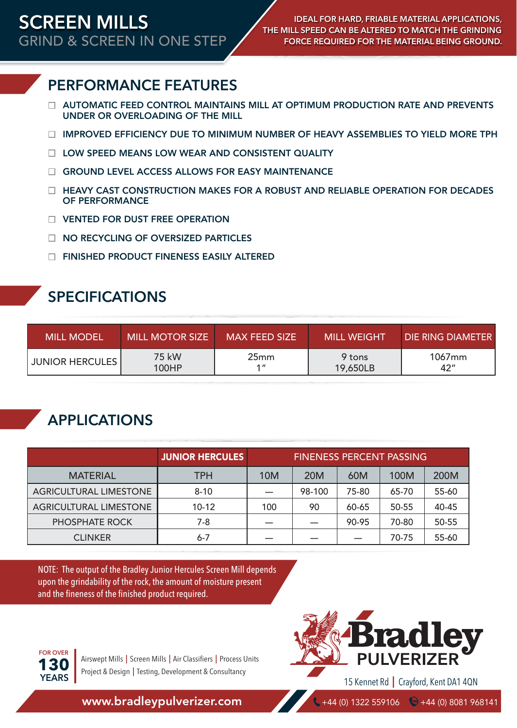# SCREEN MILLS

GRIND & SCREEN IN ONE STEP

IDEAL FOR HARD, FRIABLE MATERIAL APPLICATIONS, THE MILL SPEED CAN BE ALTERED TO MATCH THE GRINDING FORCE REQUIRED FOR THE MATERIAL BEING GROUND.

## PERFORMANCE FEATURES

- AUTOMATIC FEED CONTROL MAINTAINS MILL AT OPTIMUM PRODUCTION RATE AND PREVENTS UNDER OR OVERLOADING OF THE MILL
- IMPROVED EFFICIENCY DUE TO MINIMUM NUMBER OF HEAVY ASSEMBLIES TO YIELD MORE TPH
- LOW SPEED MEANS LOW WEAR AND CONSISTENT QUALITY
- GROUND LEVEL ACCESS ALLOWS FOR EASY MAINTENANCE
- HEAVY CAST CONSTRUCTION MAKES FOR A ROBUST AND RELIABLE OPERATION FOR DECADES OF PERFORMANCE
- VENTED FOR DUST FREE OPERATION
- NO RECYCLING OF OVERSIZED PARTICLES
- FINISHED PRODUCT FINENESS EASILY ALTERED

## SPECIFICATIONS

| MILL MODEL | MILL MOTOR SIZE | MAX FEED SIZE | MILL WEIGHT | DIE RING DIAMETER |
|---|---|---|---|---|
| JUNIOR HERCULES | 75 kW<br>100HP | 25mm<br>1″ | 9 tons<br>19,650LB | 1067mm<br>42″ |

## APPLICATIONS

| | JUNIOR HERCULES | FINENESS PERCENT PASSING | | | | |
|---|---|---|---|---|---|---|
| MATERIAL | TPH | 10M | 20M | 60M | 100M | 200M |
| AGRICULTURAL LIMESTONE | 8-10 | — | 98-100 | 75-80 | 65-70 | 55-60 |
| AGRICULTURAL LIMESTONE | 10-12 | 100 | 90 | 60-65 | 50-55 | 40-45 |
| PHOSPHATE ROCK | 7-8 | — | — | 90-95 | 70-80 | 50-55 |
| CLINKER | 6-7 | — | — | — | 70-75 | 55-60 |

NOTE: The output of the Bradley Junior Hercules Screen Mill depends upon the grindability of the rock, the amount of moisture present and the fineness of the finished product required.

FOR OVER 130 YEARS

Airswept Mills | Screen Mills | Air Classifiers | Process Units
Project & Design | Testing, Development & Consultancy

Bradley PULVERIZER

15 Kennet Rd | Crayford, Kent DA1 4QN

www.bradleypulverizer.com

+44 (0) 1322 559106 +44 (0) 8081 968141